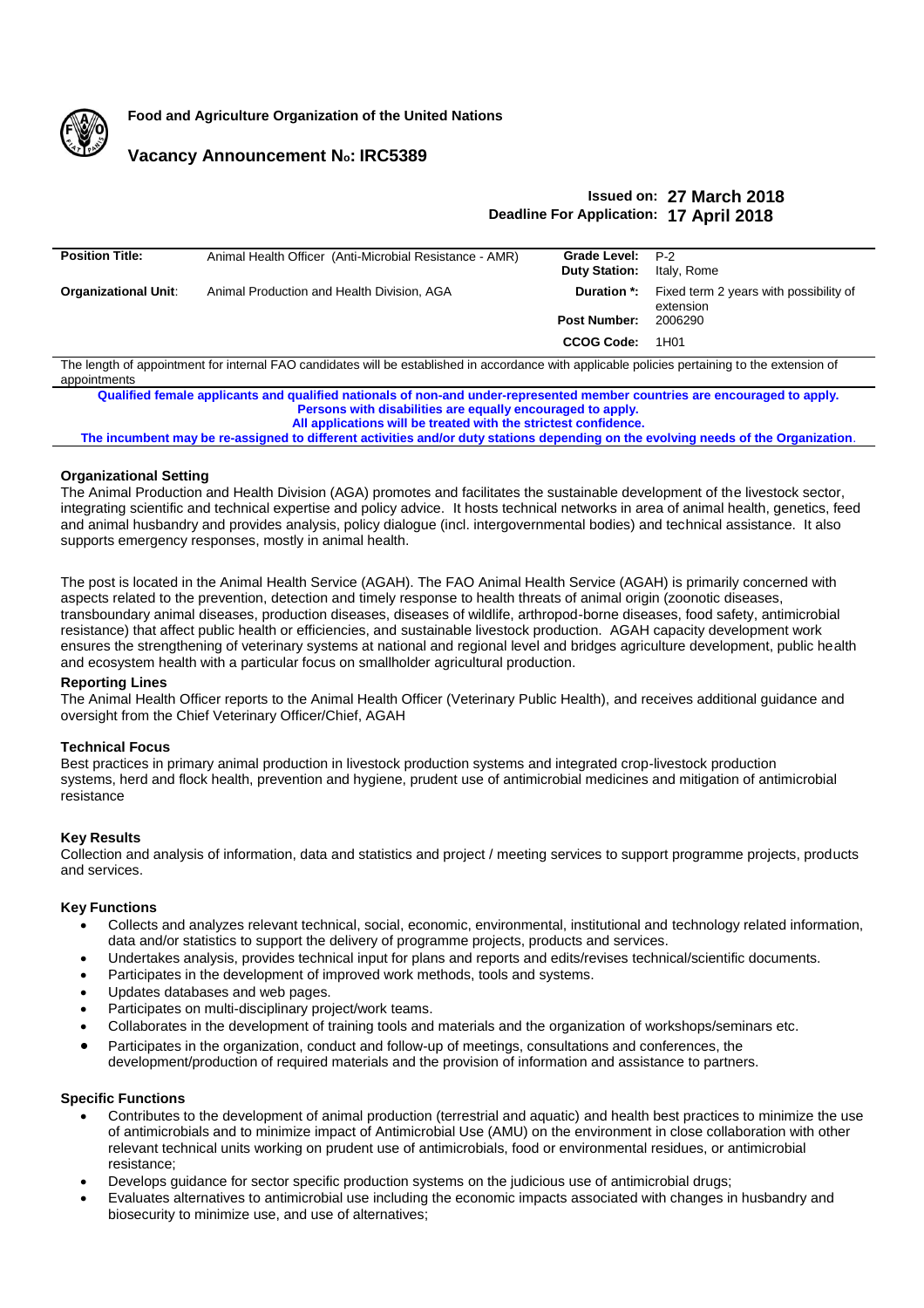**Food and Agriculture Organization of the United Nations**

# Vacancy Announcement No: IRC5389

**Issued on: 27 March 2018**
**Deadline For Application: 17 April 2018**

| **Position Title:** | Animal Health Officer (Anti-Microbial Resistance - AMR) | **Grade Level:** | P-2 |
|---|---|---|---|
| | | **Duty Station:** | Italy, Rome |
| **Organizational Unit**: | Animal Production and Health Division, AGA | **Duration \*:** | Fixed term 2 years with possibility of extension |
| | | **Post Number:** | 2006290 |
| | | **CCOG Code:** | 1H01 |

The length of appointment for internal FAO candidates will be established in accordance with applicable policies pertaining to the extension of appointments

**Qualified female applicants and qualified nationals of non-and under-represented member countries are encouraged to apply.**
**Persons with disabilities are equally encouraged to apply.**
**All applications will be treated with the strictest confidence.**
**The incumbent may be re-assigned to different activities and/or duty stations depending on the evolving needs of the Organization**.

### Organizational Setting

The Animal Production and Health Division (AGA) promotes and facilitates the sustainable development of the livestock sector, integrating scientific and technical expertise and policy advice. It hosts technical networks in area of animal health, genetics, feed and animal husbandry and provides analysis, policy dialogue (incl. intergovernmental bodies) and technical assistance. It also supports emergency responses, mostly in animal health.

The post is located in the Animal Health Service (AGAH). The FAO Animal Health Service (AGAH) is primarily concerned with aspects related to the prevention, detection and timely response to health threats of animal origin (zoonotic diseases, transboundary animal diseases, production diseases, diseases of wildlife, arthropod-borne diseases, food safety, antimicrobial resistance) that affect public health or efficiencies, and sustainable livestock production. AGAH capacity development work ensures the strengthening of veterinary systems at national and regional level and bridges agriculture development, public health and ecosystem health with a particular focus on smallholder agricultural production.

### Reporting Lines

The Animal Health Officer reports to the Animal Health Officer (Veterinary Public Health), and receives additional guidance and oversight from the Chief Veterinary Officer/Chief, AGAH

### Technical Focus

Best practices in primary animal production in livestock production systems and integrated crop-livestock production systems, herd and flock health, prevention and hygiene, prudent use of antimicrobial medicines and mitigation of antimicrobial resistance

### Key Results

Collection and analysis of information, data and statistics and project / meeting services to support programme projects, products and services.

### Key Functions

- Collects and analyzes relevant technical, social, economic, environmental, institutional and technology related information, data and/or statistics to support the delivery of programme projects, products and services.
- Undertakes analysis, provides technical input for plans and reports and edits/revises technical/scientific documents.
- Participates in the development of improved work methods, tools and systems.
- Updates databases and web pages.
- Participates on multi-disciplinary project/work teams.
- Collaborates in the development of training tools and materials and the organization of workshops/seminars etc.
- Participates in the organization, conduct and follow-up of meetings, consultations and conferences, the development/production of required materials and the provision of information and assistance to partners.

### Specific Functions

- Contributes to the development of animal production (terrestrial and aquatic) and health best practices to minimize the use of antimicrobials and to minimize impact of Antimicrobial Use (AMU) on the environment in close collaboration with other relevant technical units working on prudent use of antimicrobials, food or environmental residues, or antimicrobial resistance;
- Develops guidance for sector specific production systems on the judicious use of antimicrobial drugs;
- Evaluates alternatives to antimicrobial use including the economic impacts associated with changes in husbandry and biosecurity to minimize use, and use of alternatives;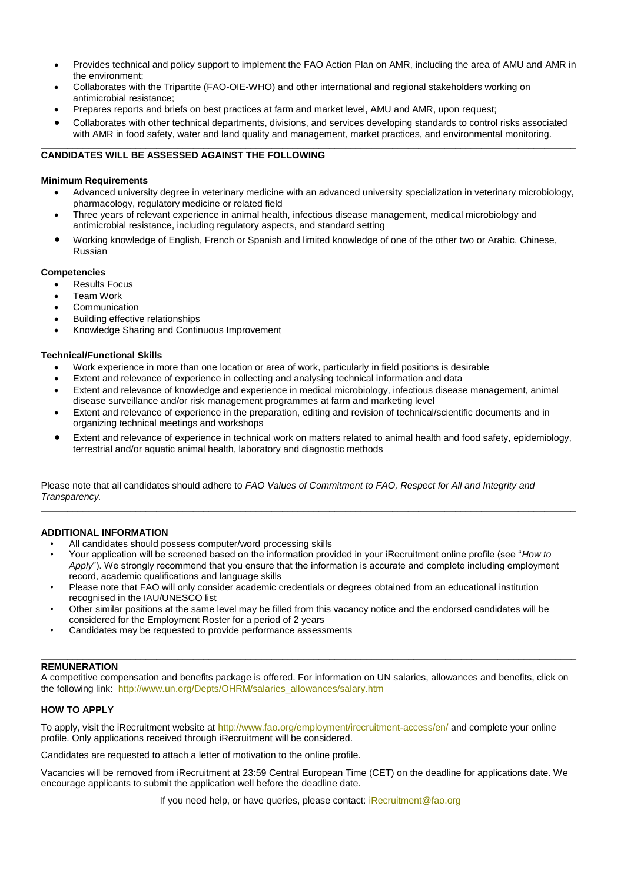- Provides technical and policy support to implement the FAO Action Plan on AMR, including the area of AMU and AMR in the environment;
- Collaborates with the Tripartite (FAO-OIE-WHO) and other international and regional stakeholders working on antimicrobial resistance;
- Prepares reports and briefs on best practices at farm and market level, AMU and AMR, upon request;
- Collaborates with other technical departments, divisions, and services developing standards to control risks associated with AMR in food safety, water and land quality and management, market practices, and environmental monitoring.

---

**CANDIDATES WILL BE ASSESSED AGAINST THE FOLLOWING**

**Minimum Requirements**

- Advanced university degree in veterinary medicine with an advanced university specialization in veterinary microbiology, pharmacology, regulatory medicine or related field
- Three years of relevant experience in animal health, infectious disease management, medical microbiology and antimicrobial resistance, including regulatory aspects, and standard setting
- Working knowledge of English, French or Spanish and limited knowledge of one of the other two or Arabic, Chinese, Russian

**Competencies**

- Results Focus
- Team Work
- Communication
- Building effective relationships
- Knowledge Sharing and Continuous Improvement

**Technical/Functional Skills**

- Work experience in more than one location or area of work, particularly in field positions is desirable
- Extent and relevance of experience in collecting and analysing technical information and data
- Extent and relevance of knowledge and experience in medical microbiology, infectious disease management, animal disease surveillance and/or risk management programmes at farm and marketing level
- Extent and relevance of experience in the preparation, editing and revision of technical/scientific documents and in organizing technical meetings and workshops
- Extent and relevance of experience in technical work on matters related to animal health and food safety, epidemiology, terrestrial and/or aquatic animal health, laboratory and diagnostic methods

---

Please note that all candidates should adhere to *FAO Values of Commitment to FAO, Respect for All and Integrity and Transparency.*

---

**ADDITIONAL INFORMATION**

- All candidates should possess computer/word processing skills
- Your application will be screened based on the information provided in your iRecruitment online profile (see "*How to Apply*"). We strongly recommend that you ensure that the information is accurate and complete including employment record, academic qualifications and language skills
- Please note that FAO will only consider academic credentials or degrees obtained from an educational institution recognised in the IAU/UNESCO list
- Other similar positions at the same level may be filled from this vacancy notice and the endorsed candidates will be considered for the Employment Roster for a period of 2 years
- Candidates may be requested to provide performance assessments

---

**REMUNERATION**

A competitive compensation and benefits package is offered. For information on UN salaries, allowances and benefits, click on the following link: http://www.un.org/Depts/OHRM/salaries_allowances/salary.htm

---

**HOW TO APPLY**

To apply, visit the iRecruitment website at http://www.fao.org/employment/irecruitment-access/en/ and complete your online profile. Only applications received through iRecruitment will be considered.

Candidates are requested to attach a letter of motivation to the online profile.

Vacancies will be removed from iRecruitment at 23:59 Central European Time (CET) on the deadline for applications date. We encourage applicants to submit the application well before the deadline date.

If you need help, or have queries, please contact: iRecruitment@fao.org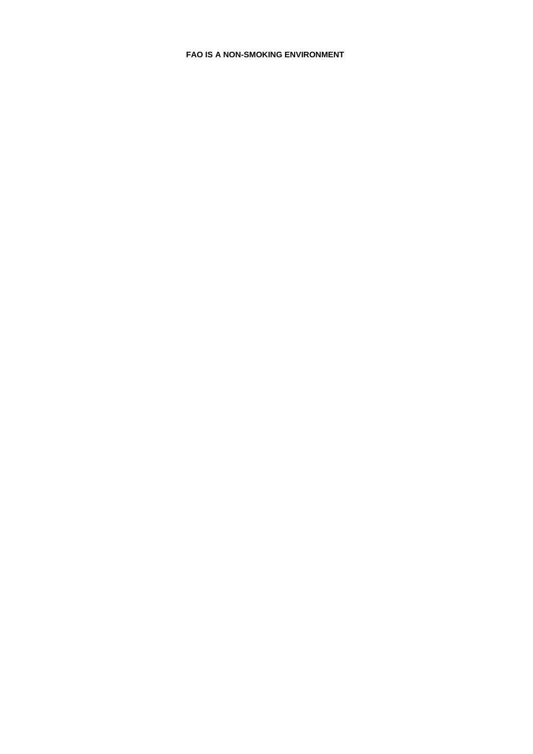**FAO IS A NON-SMOKING ENVIRONMENT**